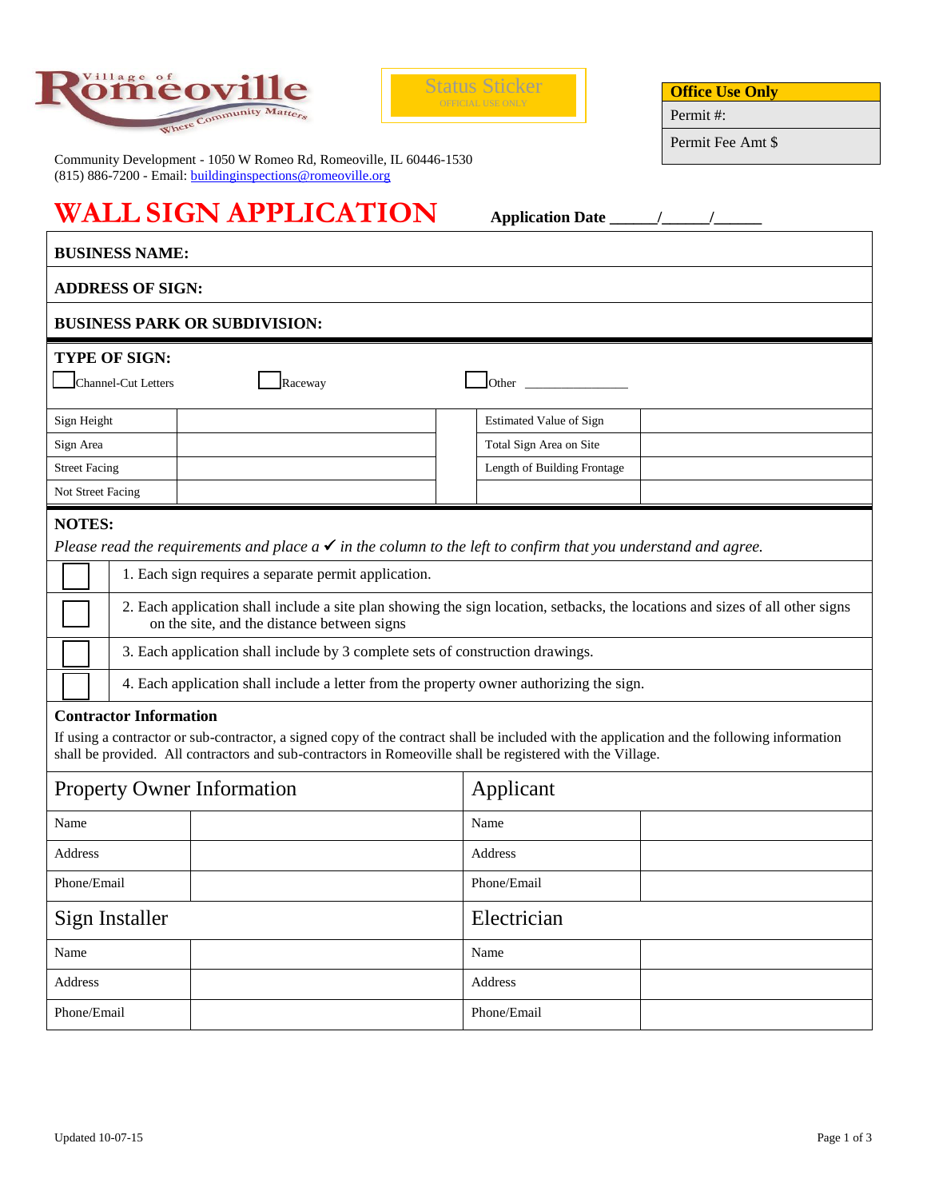Village of Romeoville — Where Community Matters

Status Sticker
OFFICIAL USE ONLY

| Office Use Only |
|---|
| Permit #: |
| Permit Fee Amt $ |

Community Development - 1050 W Romeo Rd, Romeoville, IL 60446-1530
(815) 886-7200 - Email: buildinginspections@romeoville.org

# WALL SIGN APPLICATION

**Application Date \_\_\_\_\_\_/\_\_\_\_\_\_/\_\_\_\_\_\_**

**BUSINESS NAME:**

**ADDRESS OF SIGN:**

**BUSINESS PARK OR SUBDIVISION:**

**TYPE OF SIGN:**

☐ Channel-Cut Letters ☐ Raceway ☐ Other \_\_\_\_\_\_\_\_\_\_\_\_\_\_\_\_

| | | | |
|---|---|---|---|
| Sign Height | | Estimated Value of Sign | |
| Sign Area | | Total Sign Area on Site | |
| Street Facing | | Length of Building Frontage | |
| Not Street Facing | | | |

**NOTES:**

*Please read the requirements and place a ✓ in the column to the left to confirm that you understand and agree.*

| | |
|---|---|
| ☐ | 1. Each sign requires a separate permit application. |
| ☐ | 2. Each application shall include a site plan showing the sign location, setbacks, the locations and sizes of all other signs on the site, and the distance between signs |
| ☐ | 3. Each application shall include by 3 complete sets of construction drawings. |
| ☐ | 4. Each application shall include a letter from the property owner authorizing the sign. |

**Contractor Information**

If using a contractor or sub-contractor, a signed copy of the contract shall be included with the application and the following information shall be provided. All contractors and sub-contractors in Romeoville shall be registered with the Village.

| Property Owner Information | | Applicant | |
|---|---|---|---|
| Name | | Name | |
| Address | | Address | |
| Phone/Email | | Phone/Email | |
| **Sign Installer** | | **Electrician** | |
| Name | | Name | |
| Address | | Address | |
| Phone/Email | | Phone/Email | |

Updated 10-07-15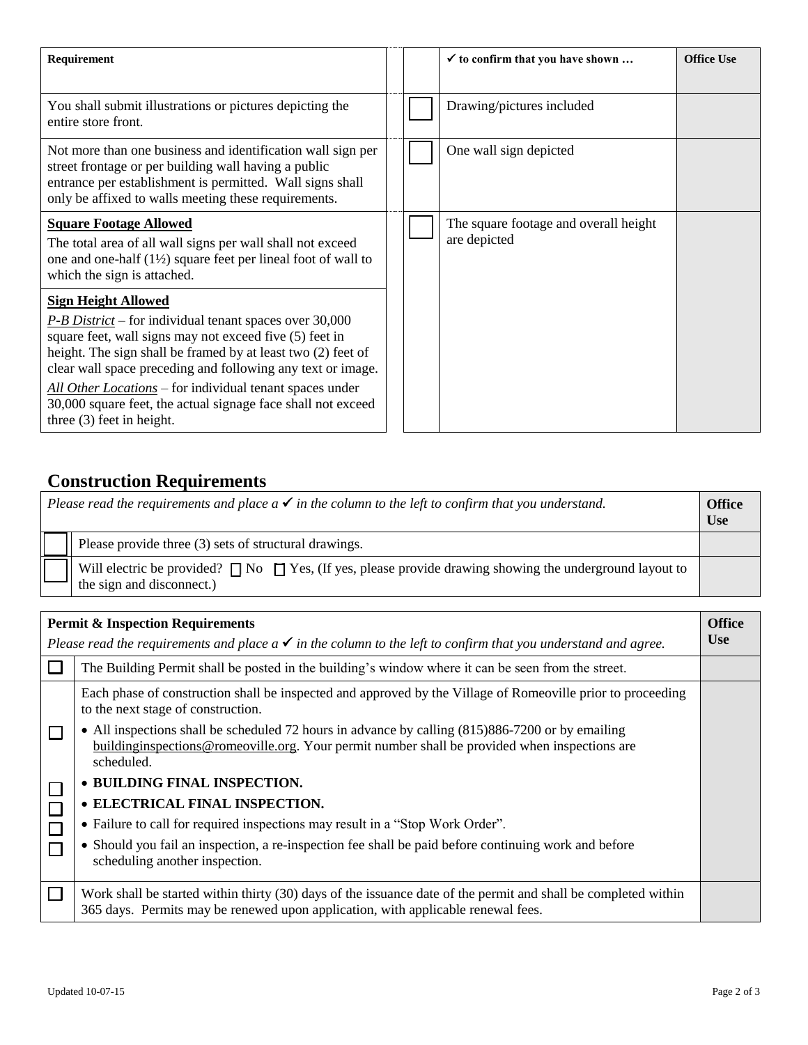| Requirement | | ✓ to confirm that you have shown … | Office Use |
|---|---|---|---|
| You shall submit illustrations or pictures depicting the entire store front. | ☐ | Drawing/pictures included | |
| Not more than one business and identification wall sign per street frontage or per building wall having a public entrance per establishment is permitted. Wall signs shall only be affixed to walls meeting these requirements. | ☐ | One wall sign depicted | |
| **Square Footage Allowed**<br>The total area of all wall signs per wall shall not exceed one and one-half (1½) square feet per lineal foot of wall to which the sign is attached. | ☐ | The square footage and overall height are depicted | |
| **Sign Height Allowed**<br>*P-B District* – for individual tenant spaces over 30,000 square feet, wall signs may not exceed five (5) feet in height. The sign shall be framed by at least two (2) feet of clear wall space preceding and following any text or image.<br>*All Other Locations* – for individual tenant spaces under 30,000 square feet, the actual signage face shall not exceed three (3) feet in height. | | | |

## Construction Requirements

| *Please read the requirements and place a ✓ in the column to the left to confirm that you understand.* | | Office Use |
|---|---|---|
| ☐ | Please provide three (3) sets of structural drawings. | |
| ☐ | Will electric be provided? ☐ No ☐ Yes, (If yes, please provide drawing showing the underground layout to the sign and disconnect.) | |

| **Permit & Inspection Requirements**<br>*Please read the requirements and place a ✓ in the column to the left to confirm that you understand and agree.* | | Office Use |
|---|---|---|
| ☐ | The Building Permit shall be posted in the building's window where it can be seen from the street. | |
| ☐ | Each phase of construction shall be inspected and approved by the Village of Romeoville prior to proceeding to the next stage of construction.<br>• All inspections shall be scheduled 72 hours in advance by calling (815)886-7200 or by emailing buildinginspections@romeoville.org. Your permit number shall be provided when inspections are scheduled. | |
| ☐ | • **BUILDING FINAL INSPECTION.** | |
| ☐ | • **ELECTRICAL FINAL INSPECTION.** | |
| ☐ | • Failure to call for required inspections may result in a "Stop Work Order". | |
| ☐ | • Should you fail an inspection, a re-inspection fee shall be paid before continuing work and before scheduling another inspection. | |
| ☐ | Work shall be started within thirty (30) days of the issuance date of the permit and shall be completed within 365 days. Permits may be renewed upon application, with applicable renewal fees. | |

Updated 10-07-15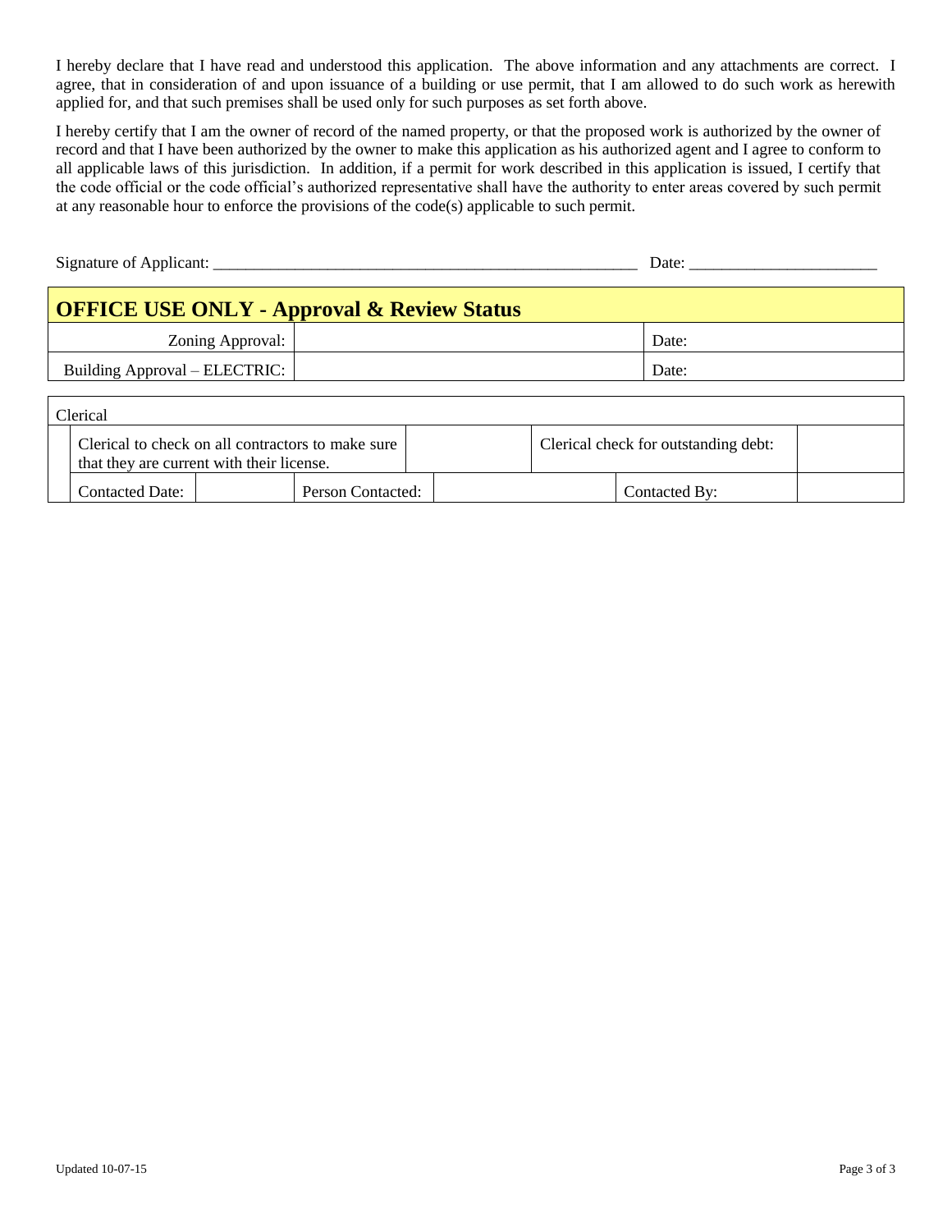I hereby declare that I have read and understood this application. The above information and any attachments are correct. I agree, that in consideration of and upon issuance of a building or use permit, that I am allowed to do such work as herewith applied for, and that such premises shall be used only for such purposes as set forth above.

I hereby certify that I am the owner of record of the named property, or that the proposed work is authorized by the owner of record and that I have been authorized by the owner to make this application as his authorized agent and I agree to conform to all applicable laws of this jurisdiction. In addition, if a permit for work described in this application is issued, I certify that the code official or the code official's authorized representative shall have the authority to enter areas covered by such permit at any reasonable hour to enforce the provisions of the code(s) applicable to such permit.

Signature of Applicant: _____________________________________________________ Date: _______________________

## OFFICE USE ONLY - Approval & Review Status

| | | |
|---|---|---|
| Zoning Approval: | | Date: |
| Building Approval – ELECTRIC: | | Date: |

Clerical

| | | | | | |
|---|---|---|---|---|---|
| Clerical to check on all contractors to make sure that they are current with their license. | | | Clerical check for outstanding debt: | | |
| Contacted Date: | | Person Contacted: | | Contacted By: | |

Updated 10-07-15